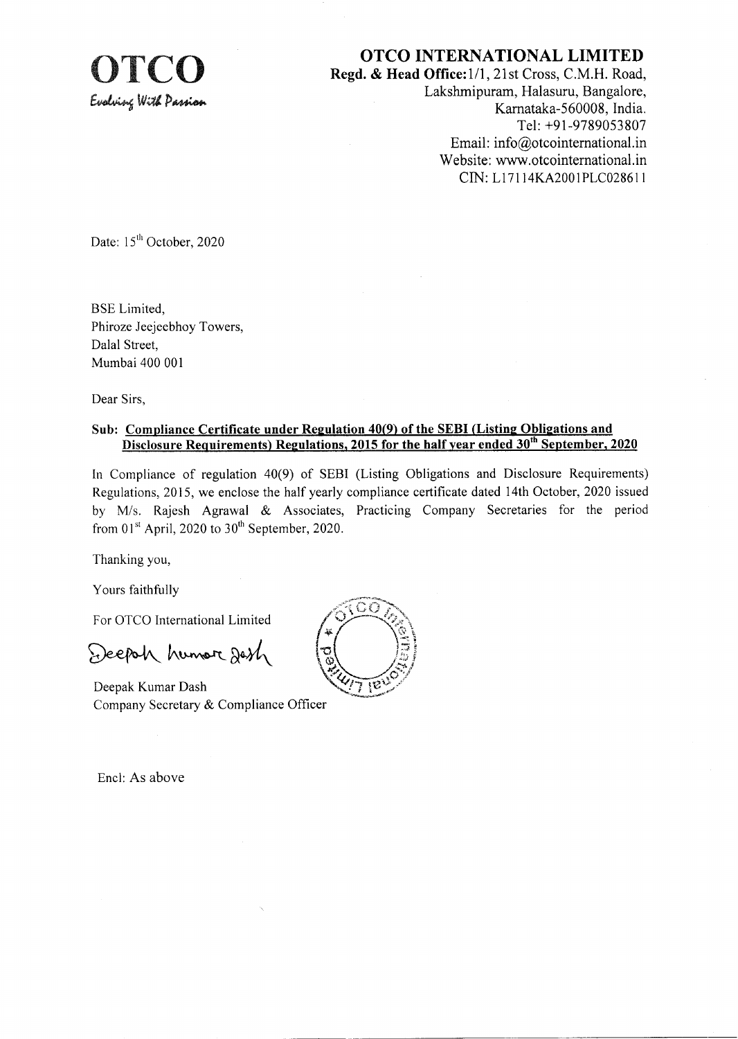**OTCO**
*Evolving With Passion*

# OTCO INTERNATIONAL LIMITED

**Regd. & Head Office:** 1/1, 21st Cross, C.M.H. Road,
Lakshmipuram, Halasuru, Bangalore,
Karnataka-560008, India.
Tel: +91-9789053807
Email: info@otcointernational.in
Website: www.otcointernational.in
CIN: L17114KA2001PLC028611

Date: 15th October, 2020

BSE Limited,
Phiroze Jeejeebhoy Towers,
Dalal Street,
Mumbai 400 001

Dear Sirs,

**Sub: Compliance Certificate under Regulation 40(9) of the SEBI (Listing Obligations and Disclosure Requirements) Regulations, 2015 for the half year ended 30th September, 2020**

In Compliance of regulation 40(9) of SEBI (Listing Obligations and Disclosure Requirements) Regulations, 2015, we enclose the half yearly compliance certificate dated 14th October, 2020 issued by M/s. Rajesh Agrawal & Associates, Practicing Company Secretaries for the period from 01st April, 2020 to 30th September, 2020.

Thanking you,

Yours faithfully

For OTCO International Limited

Deepak Kumar Dash
Company Secretary & Compliance Officer

Encl: As above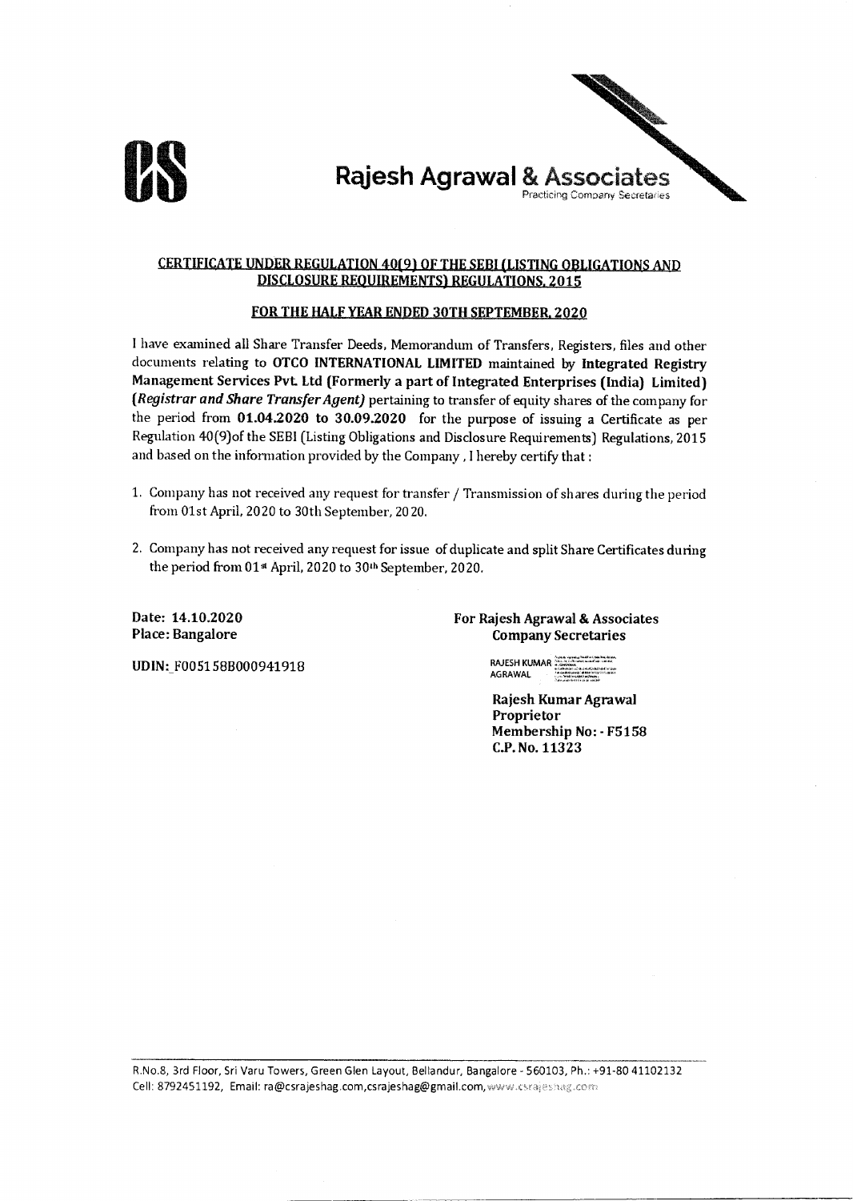**Rajesh Agrawal & Associates**
Practicing Company Secretaries

## CERTIFICATE UNDER REGULATION 40(9) OF THE SEBI (LISTING OBLIGATIONS AND DISCLOSURE REQUIREMENTS) REGULATIONS, 2015

### FOR THE HALF YEAR ENDED 30TH SEPTEMBER, 2020

I have examined all Share Transfer Deeds, Memorandum of Transfers, Registers, files and other documents relating to **OTCO INTERNATIONAL LIMITED** maintained by **Integrated Registry Management Services Pvt. Ltd (Formerly a part of Integrated Enterprises (India) Limited)** ***(Registrar and Share Transfer Agent)*** pertaining to transfer of equity shares of the company for the period from **01.04.2020 to 30.09.2020** for the purpose of issuing a Certificate as per Regulation 40(9)of the SEBI (Listing Obligations and Disclosure Requirements) Regulations, 2015 and based on the information provided by the Company , I hereby certify that :

1. Company has not received any request for transfer / Transmission of shares during the period from 01st April, 2020 to 30th September, 2020.

2. Company has not received any request for issue of duplicate and split Share Certificates during the period from 01st April, 2020 to 30th September, 2020.

**Date: 14.10.2020**
**Place: Bangalore**

**UDIN: F005158B000941918**

**For Rajesh Agrawal & Associates**
**Company Secretaries**

RAJESH KUMAR AGRAWAL

**Rajesh Kumar Agrawal**
**Proprietor**
**Membership No: - F5158**
**C.P. No. 11323**

R.No.8, 3rd Floor, Sri Varu Towers, Green Glen Layout, Bellandur, Bangalore - 560103, Ph.: +91-80 41102132
Cell: 8792451192, Email: ra@csrajeshag.com,csrajeshag@gmail.com, www.csrajeshag.com